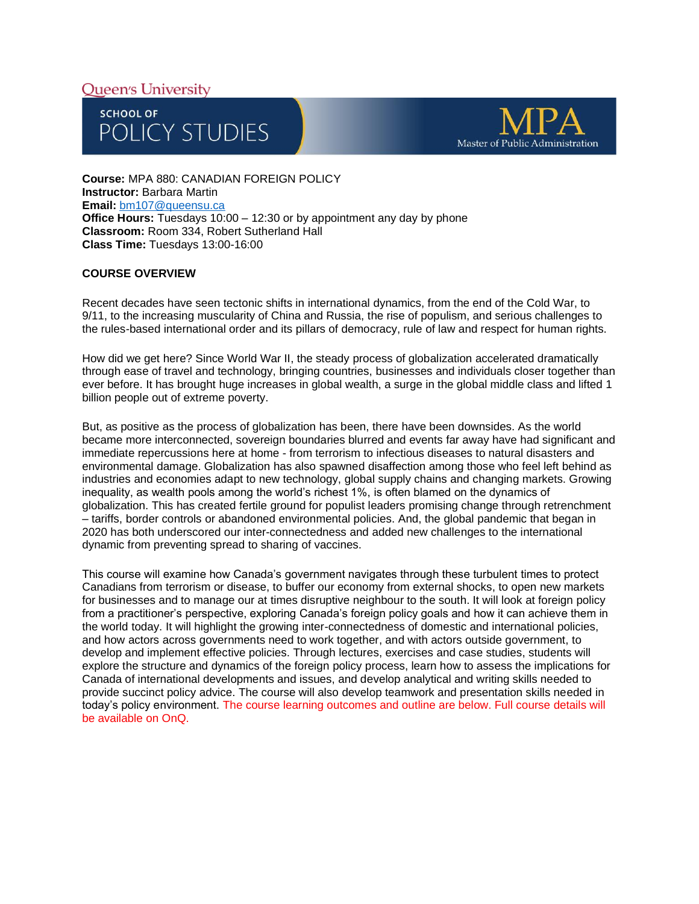Queen's University

SCHOOL OF POLICY STUDIES

MPA Master of Public Administration

**Course:** MPA 880: CANADIAN FOREIGN POLICY
**Instructor:** Barbara Martin
**Email:** bm107@queensu.ca
**Office Hours:** Tuesdays 10:00 – 12:30 or by appointment any day by phone
**Classroom:** Room 334, Robert Sutherland Hall
**Class Time:** Tuesdays 13:00-16:00

## COURSE OVERVIEW

Recent decades have seen tectonic shifts in international dynamics, from the end of the Cold War, to 9/11, to the increasing muscularity of China and Russia, the rise of populism, and serious challenges to the rules-based international order and its pillars of democracy, rule of law and respect for human rights.

How did we get here? Since World War II, the steady process of globalization accelerated dramatically through ease of travel and technology, bringing countries, businesses and individuals closer together than ever before. It has brought huge increases in global wealth, a surge in the global middle class and lifted 1 billion people out of extreme poverty.

But, as positive as the process of globalization has been, there have been downsides. As the world became more interconnected, sovereign boundaries blurred and events far away have had significant and immediate repercussions here at home - from terrorism to infectious diseases to natural disasters and environmental damage. Globalization has also spawned disaffection among those who feel left behind as industries and economies adapt to new technology, global supply chains and changing markets. Growing inequality, as wealth pools among the world's richest 1%, is often blamed on the dynamics of globalization. This has created fertile ground for populist leaders promising change through retrenchment – tariffs, border controls or abandoned environmental policies. And, the global pandemic that began in 2020 has both underscored our inter-connectedness and added new challenges to the international dynamic from preventing spread to sharing of vaccines.

This course will examine how Canada's government navigates through these turbulent times to protect Canadians from terrorism or disease, to buffer our economy from external shocks, to open new markets for businesses and to manage our at times disruptive neighbour to the south. It will look at foreign policy from a practitioner's perspective, exploring Canada's foreign policy goals and how it can achieve them in the world today. It will highlight the growing inter-connectedness of domestic and international policies, and how actors across governments need to work together, and with actors outside government, to develop and implement effective policies. Through lectures, exercises and case studies, students will explore the structure and dynamics of the foreign policy process, learn how to assess the implications for Canada of international developments and issues, and develop analytical and writing skills needed to provide succinct policy advice. The course will also develop teamwork and presentation skills needed in today's policy environment. The course learning outcomes and outline are below. Full course details will be available on OnQ.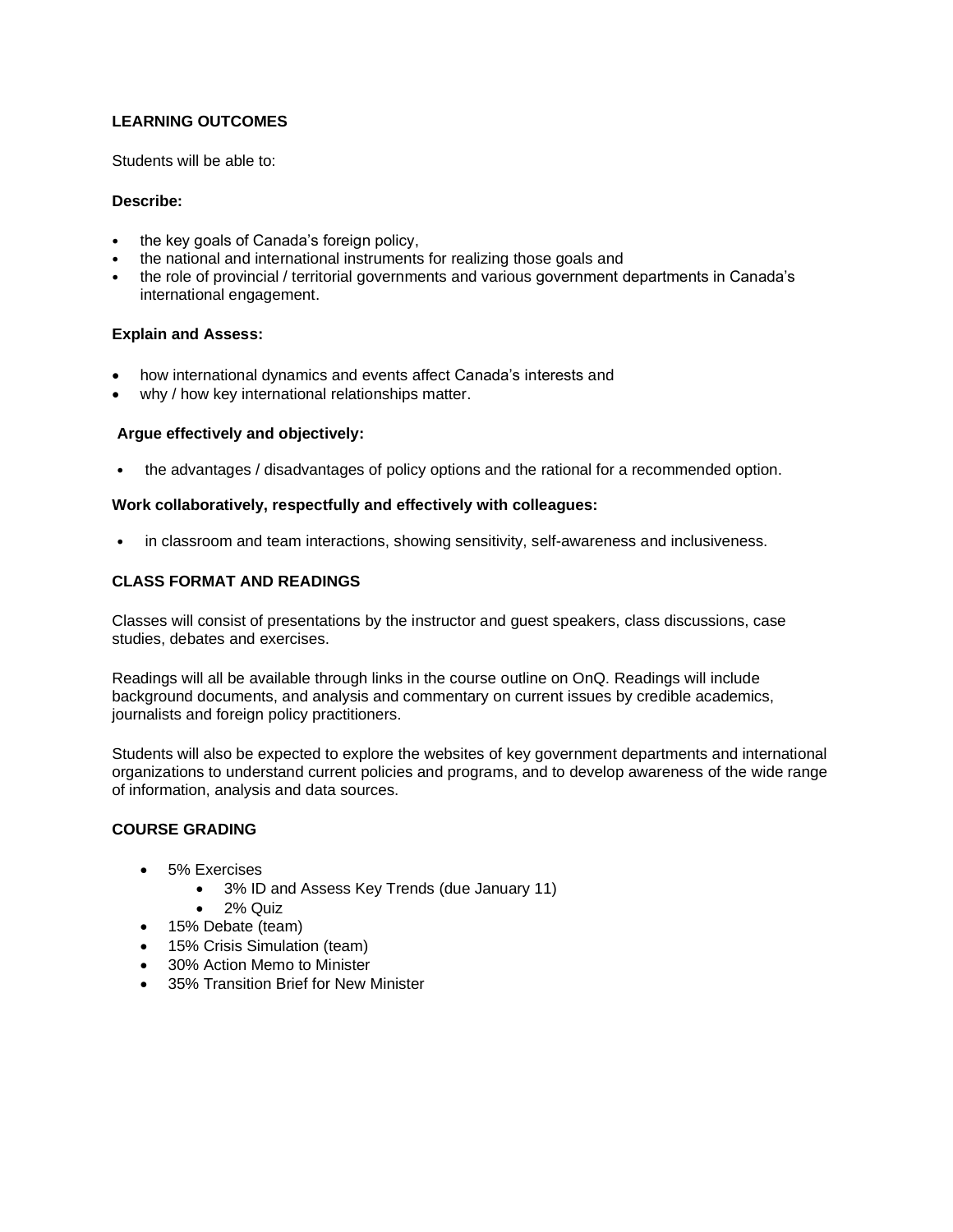## LEARNING OUTCOMES

Students will be able to:

**Describe:**

- the key goals of Canada's foreign policy,
- the national and international instruments for realizing those goals and
- the role of provincial / territorial governments and various government departments in Canada's international engagement.

**Explain and Assess:**

- how international dynamics and events affect Canada's interests and
- why / how key international relationships matter.

**Argue effectively and objectively:**

- the advantages / disadvantages of policy options and the rational for a recommended option.

**Work collaboratively, respectfully and effectively with colleagues:**

- in classroom and team interactions, showing sensitivity, self-awareness and inclusiveness.

## CLASS FORMAT AND READINGS

Classes will consist of presentations by the instructor and guest speakers, class discussions, case studies, debates and exercises.

Readings will all be available through links in the course outline on OnQ. Readings will include background documents, and analysis and commentary on current issues by credible academics, journalists and foreign policy practitioners.

Students will also be expected to explore the websites of key government departments and international organizations to understand current policies and programs, and to develop awareness of the wide range of information, analysis and data sources.

## COURSE GRADING

- 5% Exercises
  - 3% ID and Assess Key Trends (due January 11)
  - 2% Quiz
- 15% Debate (team)
- 15% Crisis Simulation (team)
- 30% Action Memo to Minister
- 35% Transition Brief for New Minister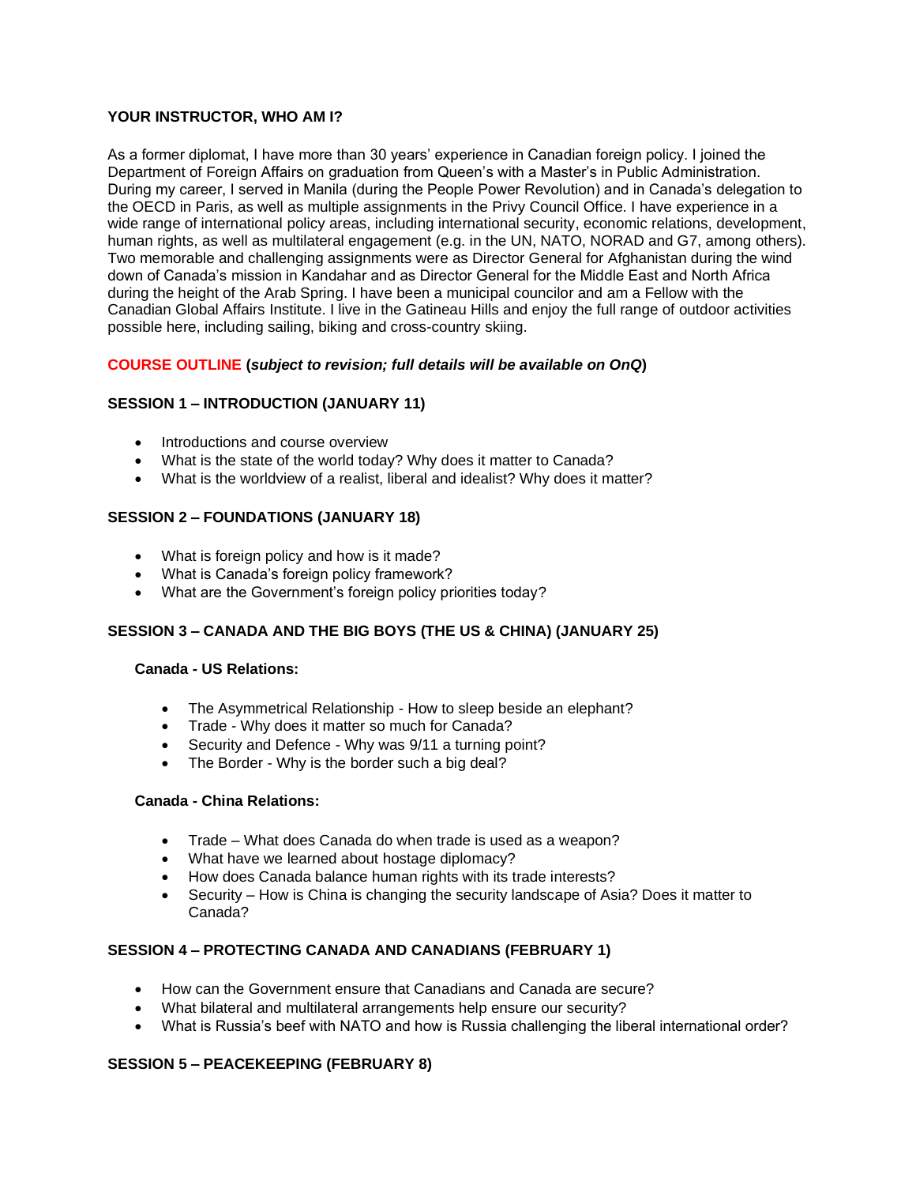**YOUR INSTRUCTOR, WHO AM I?**

As a former diplomat, I have more than 30 years' experience in Canadian foreign policy. I joined the Department of Foreign Affairs on graduation from Queen's with a Master's in Public Administration. During my career, I served in Manila (during the People Power Revolution) and in Canada's delegation to the OECD in Paris, as well as multiple assignments in the Privy Council Office. I have experience in a wide range of international policy areas, including international security, economic relations, development, human rights, as well as multilateral engagement (e.g. in the UN, NATO, NORAD and G7, among others). Two memorable and challenging assignments were as Director General for Afghanistan during the wind down of Canada's mission in Kandahar and as Director General for the Middle East and North Africa during the height of the Arab Spring. I have been a municipal councilor and am a Fellow with the Canadian Global Affairs Institute. I live in the Gatineau Hills and enjoy the full range of outdoor activities possible here, including sailing, biking and cross-country skiing.

**COURSE OUTLINE (*subject to revision; full details will be available on OnQ*)**

**SESSION 1 – INTRODUCTION (JANUARY 11)**

- Introductions and course overview
- What is the state of the world today? Why does it matter to Canada?
- What is the worldview of a realist, liberal and idealist? Why does it matter?

**SESSION 2 – FOUNDATIONS (JANUARY 18)**

- What is foreign policy and how is it made?
- What is Canada's foreign policy framework?
- What are the Government's foreign policy priorities today?

**SESSION 3 – CANADA AND THE BIG BOYS (THE US & CHINA) (JANUARY 25)**

**Canada - US Relations:**

- The Asymmetrical Relationship - How to sleep beside an elephant?
- Trade - Why does it matter so much for Canada?
- Security and Defence - Why was 9/11 a turning point?
- The Border - Why is the border such a big deal?

**Canada - China Relations:**

- Trade – What does Canada do when trade is used as a weapon?
- What have we learned about hostage diplomacy?
- How does Canada balance human rights with its trade interests?
- Security – How is China is changing the security landscape of Asia? Does it matter to Canada?

**SESSION 4 – PROTECTING CANADA AND CANADIANS (FEBRUARY 1)**

- How can the Government ensure that Canadians and Canada are secure?
- What bilateral and multilateral arrangements help ensure our security?
- What is Russia's beef with NATO and how is Russia challenging the liberal international order?

**SESSION 5 – PEACEKEEPING (FEBRUARY 8)**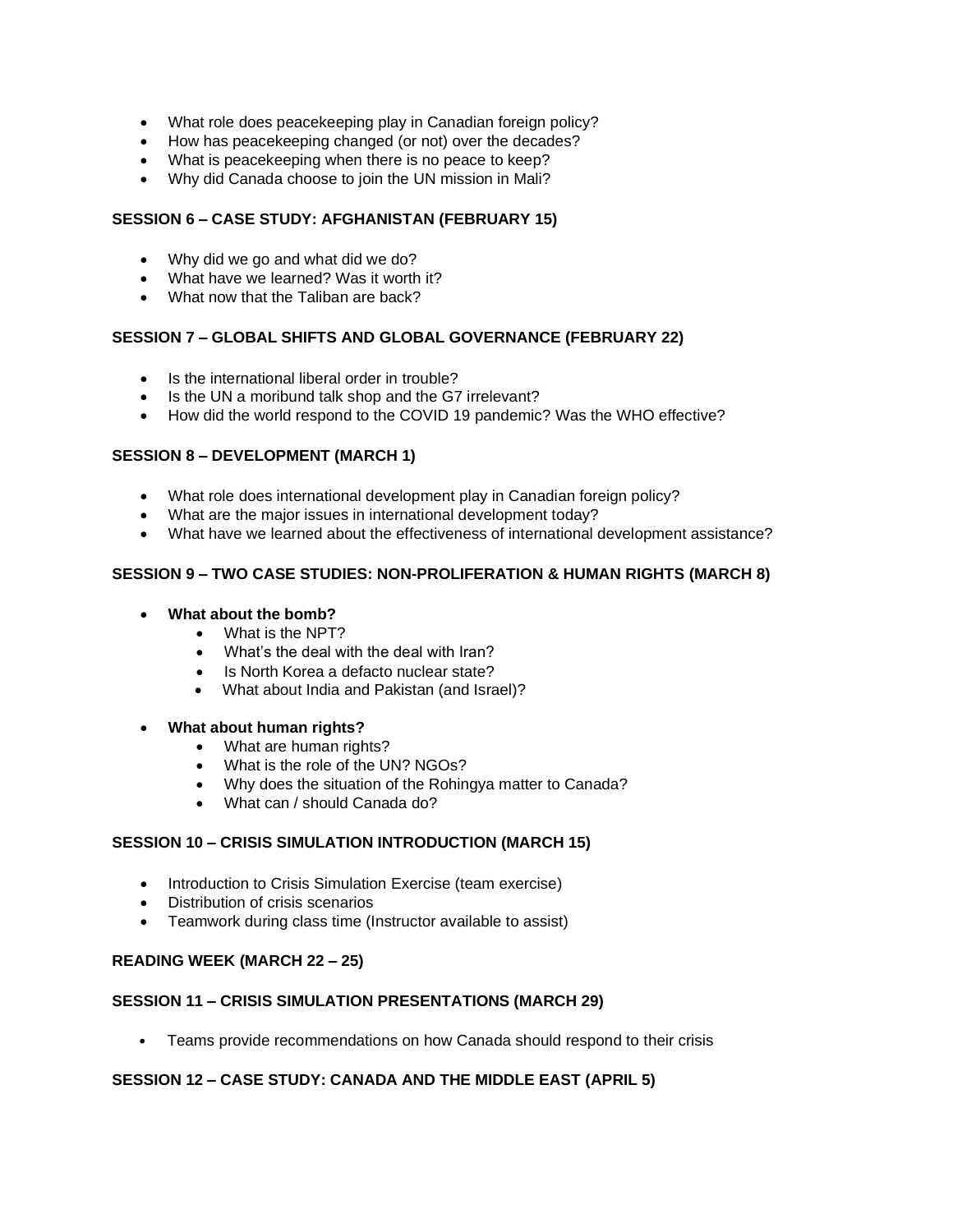- What role does peacekeeping play in Canadian foreign policy?
- How has peacekeeping changed (or not) over the decades?
- What is peacekeeping when there is no peace to keep?
- Why did Canada choose to join the UN mission in Mali?

**SESSION 6 – CASE STUDY: AFGHANISTAN (FEBRUARY 15)**

- Why did we go and what did we do?
- What have we learned? Was it worth it?
- What now that the Taliban are back?

**SESSION 7 – GLOBAL SHIFTS AND GLOBAL GOVERNANCE (FEBRUARY 22)**

- Is the international liberal order in trouble?
- Is the UN a moribund talk shop and the G7 irrelevant?
- How did the world respond to the COVID 19 pandemic? Was the WHO effective?

**SESSION 8 – DEVELOPMENT (MARCH 1)**

- What role does international development play in Canadian foreign policy?
- What are the major issues in international development today?
- What have we learned about the effectiveness of international development assistance?

**SESSION 9 – TWO CASE STUDIES: NON-PROLIFERATION & HUMAN RIGHTS (MARCH 8)**

- **What about the bomb?**
  - What is the NPT?
  - What's the deal with the deal with Iran?
  - Is North Korea a defacto nuclear state?
  - What about India and Pakistan (and Israel)?

- **What about human rights?**
  - What are human rights?
  - What is the role of the UN? NGOs?
  - Why does the situation of the Rohingya matter to Canada?
  - What can / should Canada do?

**SESSION 10 – CRISIS SIMULATION INTRODUCTION (MARCH 15)**

- Introduction to Crisis Simulation Exercise (team exercise)
- Distribution of crisis scenarios
- Teamwork during class time (Instructor available to assist)

**READING WEEK (MARCH 22 – 25)**

**SESSION 11 – CRISIS SIMULATION PRESENTATIONS (MARCH 29)**

- Teams provide recommendations on how Canada should respond to their crisis

**SESSION 12 – CASE STUDY: CANADA AND THE MIDDLE EAST (APRIL 5)**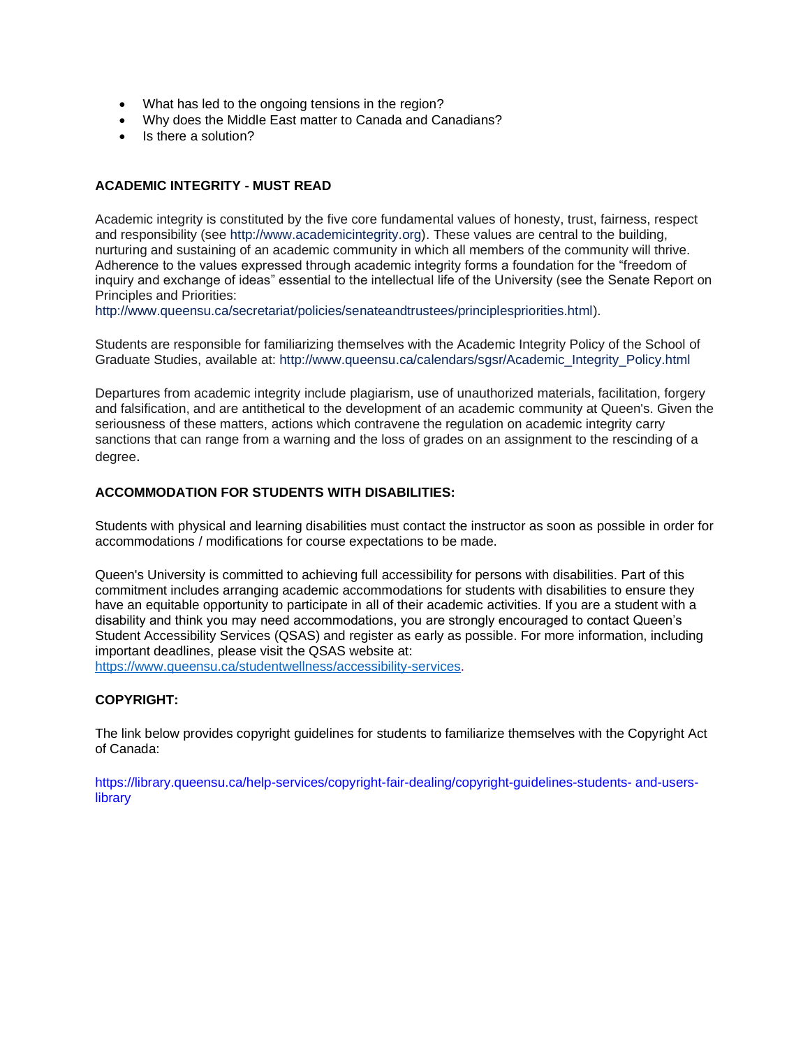- What has led to the ongoing tensions in the region?
- Why does the Middle East matter to Canada and Canadians?
- Is there a solution?

**ACADEMIC INTEGRITY - MUST READ**

Academic integrity is constituted by the five core fundamental values of honesty, trust, fairness, respect and responsibility (see http://www.academicintegrity.org). These values are central to the building, nurturing and sustaining of an academic community in which all members of the community will thrive. Adherence to the values expressed through academic integrity forms a foundation for the "freedom of inquiry and exchange of ideas" essential to the intellectual life of the University (see the Senate Report on Principles and Priorities: http://www.queensu.ca/secretariat/policies/senateandtrustees/principlespriorities.html).

Students are responsible for familiarizing themselves with the Academic Integrity Policy of the School of Graduate Studies, available at: http://www.queensu.ca/calendars/sgsr/Academic_Integrity_Policy.html

Departures from academic integrity include plagiarism, use of unauthorized materials, facilitation, forgery and falsification, and are antithetical to the development of an academic community at Queen's. Given the seriousness of these matters, actions which contravene the regulation on academic integrity carry sanctions that can range from a warning and the loss of grades on an assignment to the rescinding of a degree.

**ACCOMMODATION FOR STUDENTS WITH DISABILITIES:**

Students with physical and learning disabilities must contact the instructor as soon as possible in order for accommodations / modifications for course expectations to be made.

Queen's University is committed to achieving full accessibility for persons with disabilities. Part of this commitment includes arranging academic accommodations for students with disabilities to ensure they have an equitable opportunity to participate in all of their academic activities. If you are a student with a disability and think you may need accommodations, you are strongly encouraged to contact Queen's Student Accessibility Services (QSAS) and register as early as possible. For more information, including important deadlines, please visit the QSAS website at: https://www.queensu.ca/studentwellness/accessibility-services.

**COPYRIGHT:**

The link below provides copyright guidelines for students to familiarize themselves with the Copyright Act of Canada:

https://library.queensu.ca/help-services/copyright-fair-dealing/copyright-guidelines-students- and-users-library